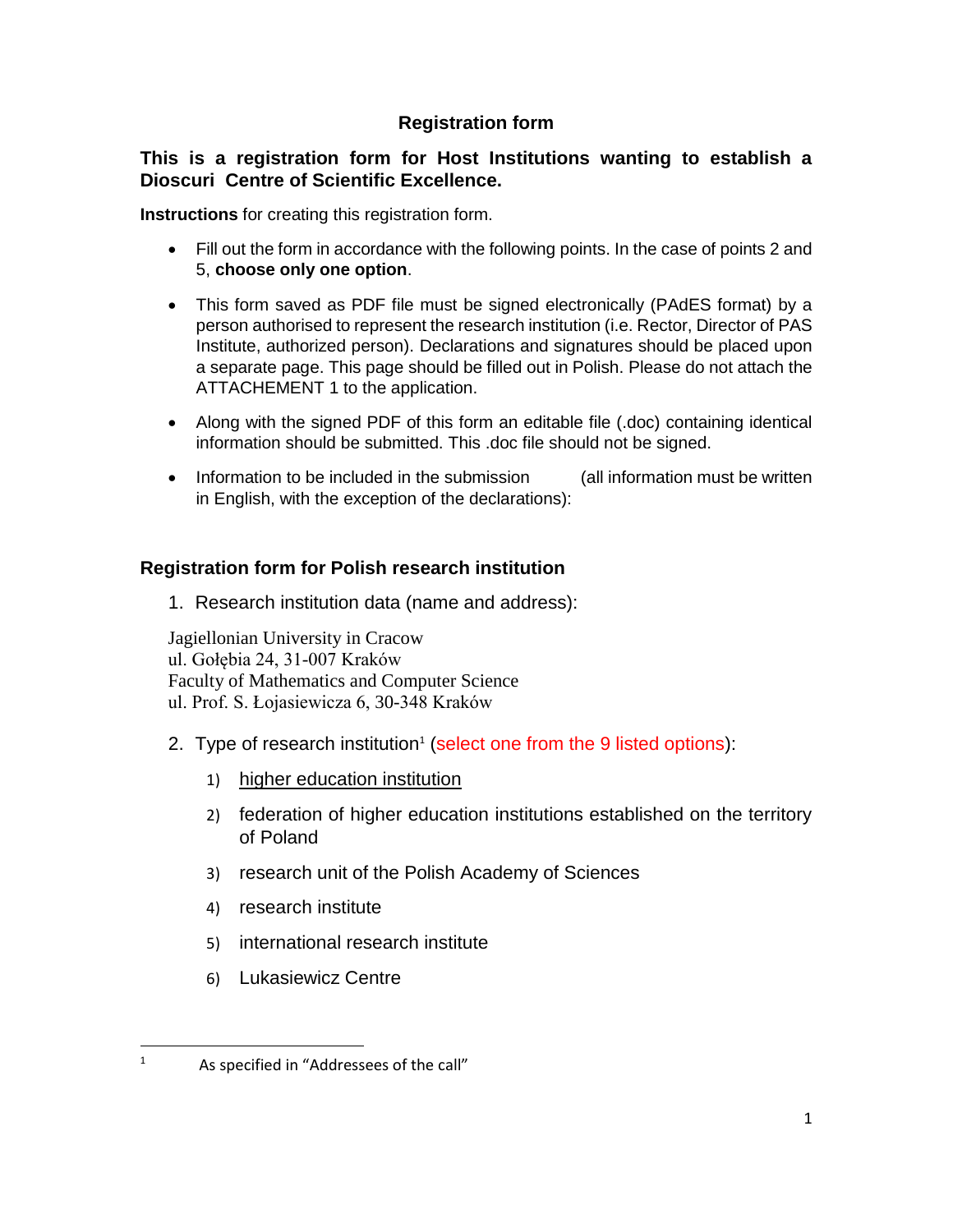# Registration form

## This is a registration form for Host Institutions wanting to establish a Dioscuri Centre of Scientific Excellence.

**Instructions** for creating this registration form.

- Fill out the form in accordance with the following points. In the case of points 2 and 5, **choose only one option**.
- This form saved as PDF file must be signed electronically (PAdES format) by a person authorised to represent the research institution (i.e. Rector, Director of PAS Institute, authorized person). Declarations and signatures should be placed upon a separate page. This page should be filled out in Polish. Please do not attach the ATTACHEMENT 1 to the application.
- Along with the signed PDF of this form an editable file (.doc) containing identical information should be submitted. This .doc file should not be signed.
- Information to be included in the submission (all information must be written in English, with the exception of the declarations):

## Registration form for Polish research institution

1. Research institution data (name and address):

Jagiellonian University in Cracow
ul. Gołębia 24, 31-007 Kraków
Faculty of Mathematics and Computer Science
ul. Prof. S. Łojasiewicza 6, 30-348 Kraków

2. Type of research institution[1] (select one from the 9 listed options):
   1) <u>higher education institution</u>
   2) federation of higher education institutions established on the territory of Poland
   3) research unit of the Polish Academy of Sciences
   4) research institute
   5) international research institute
   6) Lukasiewicz Centre

[1] As specified in "Addressees of the call"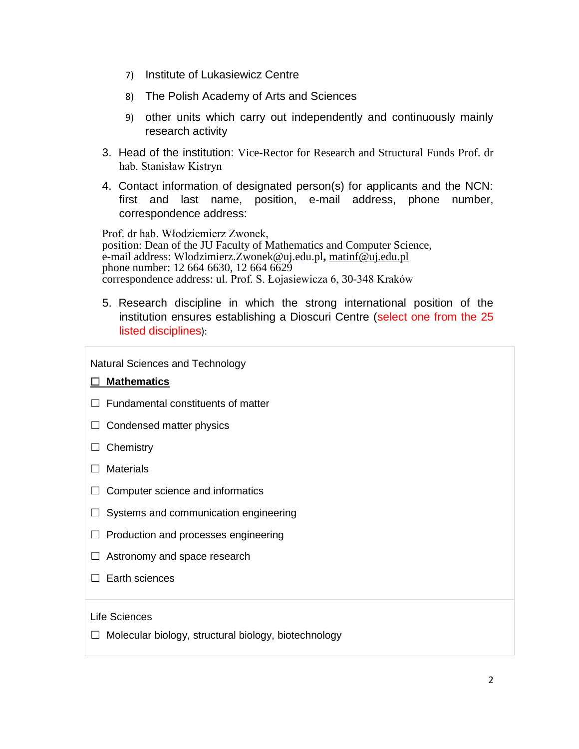7) Institute of Lukasiewicz Centre

8) The Polish Academy of Arts and Sciences

9) other units which carry out independently and continuously mainly research activity

3. Head of the institution: Vice-Rector for Research and Structural Funds Prof. dr hab. Stanisław Kistryn

4. Contact information of designated person(s) for applicants and the NCN: first and last name, position, e-mail address, phone number, correspondence address:

Prof. dr hab. Włodziemierz Zwonek,
position: Dean of the JU Faculty of Mathematics and Computer Science,
e-mail address: Wlodzimierz.Zwonek@uj.edu.pl**,** matinf@uj.edu.pl
phone number: 12 664 6630, 12 664 6629
correspondence address: ul. Prof. S. Łojasiewicza 6, 30-348 Kraków

5. Research discipline in which the strong international position of the institution ensures establishing a Dioscuri Centre (select one from the 25 listed disciplines):

Natural Sciences and Technology

☐ **Mathematics**

☐ Fundamental constituents of matter

☐ Condensed matter physics

☐ Chemistry

☐ Materials

☐ Computer science and informatics

☐ Systems and communication engineering

☐ Production and processes engineering

☐ Astronomy and space research

☐ Earth sciences

Life Sciences

☐ Molecular biology, structural biology, biotechnology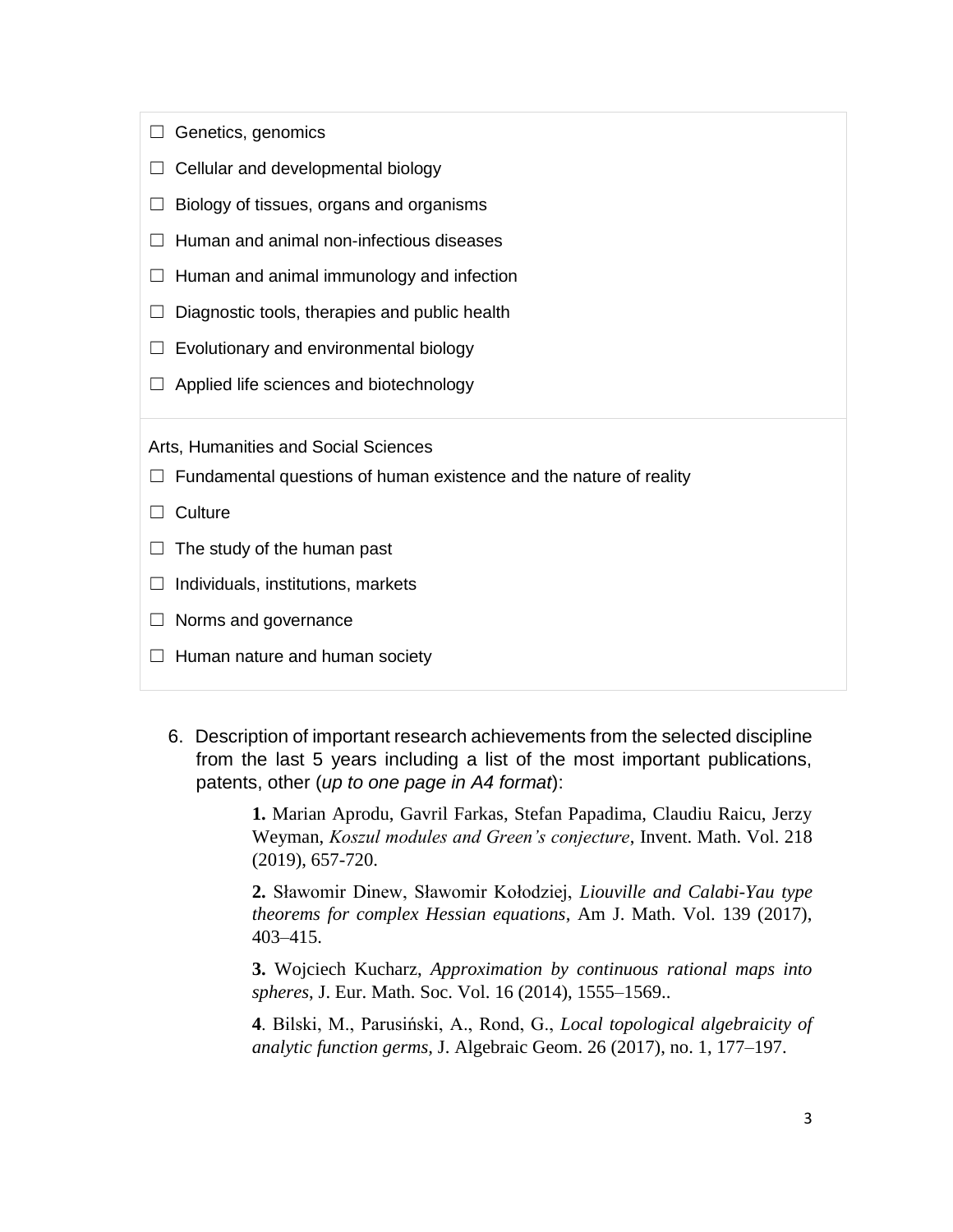☐ Genetics, genomics

☐ Cellular and developmental biology

☐ Biology of tissues, organs and organisms

☐ Human and animal non-infectious diseases

☐ Human and animal immunology and infection

☐ Diagnostic tools, therapies and public health

☐ Evolutionary and environmental biology

☐ Applied life sciences and biotechnology

Arts, Humanities and Social Sciences

☐ Fundamental questions of human existence and the nature of reality

☐ Culture

☐ The study of the human past

☐ Individuals, institutions, markets

☐ Norms and governance

☐ Human nature and human society

6. Description of important research achievements from the selected discipline from the last 5 years including a list of the most important publications, patents, other (*up to one page in A4 format*):

**1.** Marian Aprodu, Gavril Farkas, Stefan Papadima, Claudiu Raicu, Jerzy Weyman, *Koszul modules and Green's conjecture*, Invent. Math. Vol. 218 (2019), 657-720.

**2.** Sławomir Dinew, Sławomir Kołodziej, *Liouville and Calabi-Yau type theorems for complex Hessian equations*, Am J. Math. Vol. 139 (2017), 403–415.

**3.** Wojciech Kucharz, *Approximation by continuous rational maps into spheres*, J. Eur. Math. Soc. Vol. 16 (2014), 1555–1569..

**4**. Bilski, M., Parusiński, A., Rond, G., *Local topological algebraicity of analytic function germs,* J. Algebraic Geom. 26 (2017), no. 1, 177–197.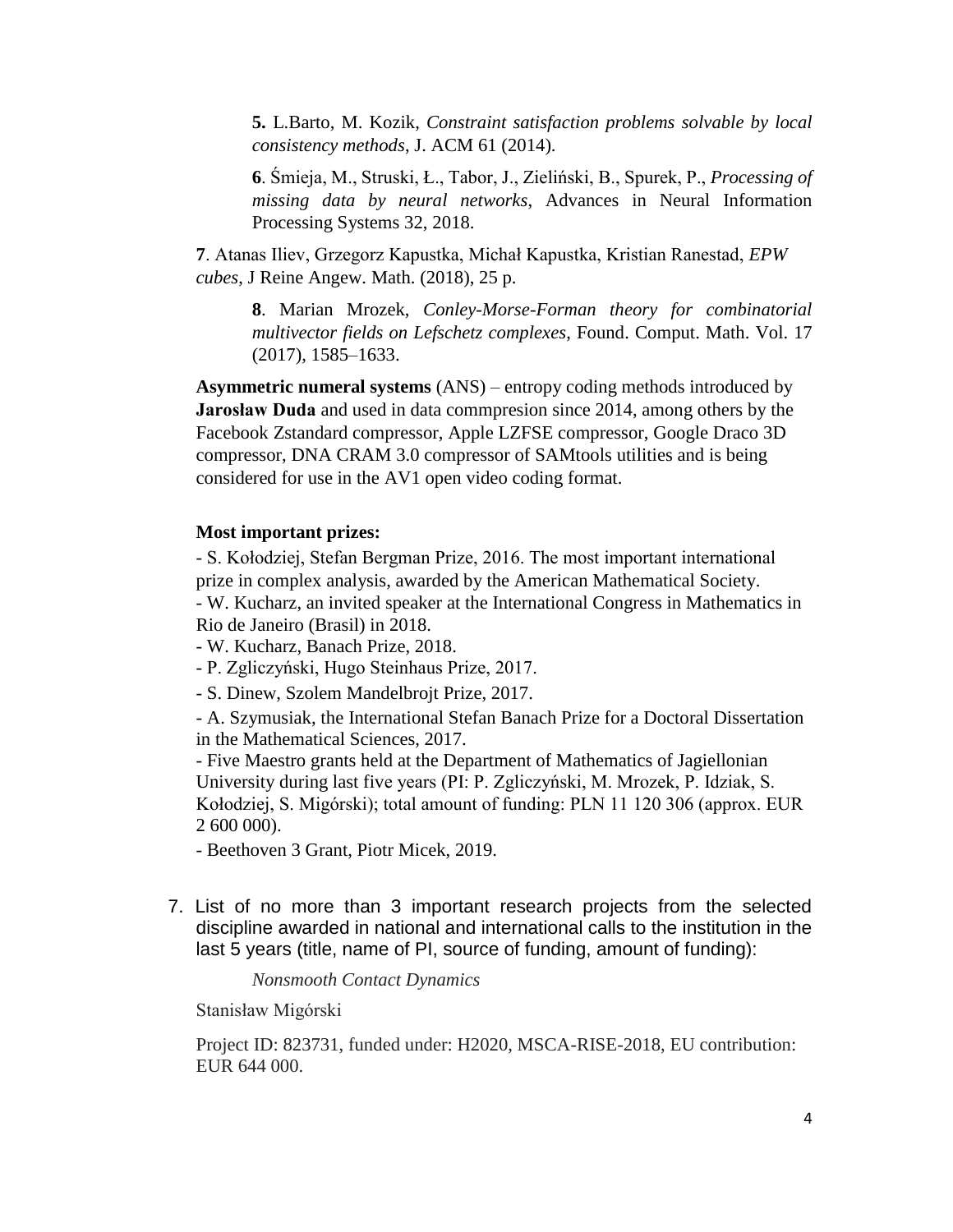**5.** L.Barto, M. Kozik, *Constraint satisfaction problems solvable by local consistency methods*, J. ACM 61 (2014).

**6**. Śmieja, M., Struski, Ł., Tabor, J., Zieliński, B., Spurek, P., *Processing of missing data by neural networks*, Advances in Neural Information Processing Systems 32, 2018.

**7**. Atanas Iliev, Grzegorz Kapustka, Michał Kapustka, Kristian Ranestad, *EPW cubes*, J Reine Angew. Math. (2018), 25 p.

**8**. Marian Mrozek, *Conley-Morse-Forman theory for combinatorial multivector fields on Lefschetz complexes*, Found. Comput. Math. Vol. 17 (2017), 1585–1633.

**Asymmetric numeral systems** (ANS) – entropy coding methods introduced by **Jarosław Duda** and used in data commpresion since 2014, among others by the Facebook Zstandard compressor, Apple LZFSE compressor, Google Draco 3D compressor, DNA CRAM 3.0 compressor of SAMtools utilities and is being considered for use in the AV1 open video coding format.

**Most important prizes:**

- S. Kołodziej, Stefan Bergman Prize, 2016. The most important international prize in complex analysis, awarded by the American Mathematical Society.
- W. Kucharz, an invited speaker at the International Congress in Mathematics in Rio de Janeiro (Brasil) in 2018.
- W. Kucharz, Banach Prize, 2018.
- P. Zgliczyński, Hugo Steinhaus Prize, 2017.
- S. Dinew, Szolem Mandelbrojt Prize, 2017.
- A. Szymusiak, the International Stefan Banach Prize for a Doctoral Dissertation in the Mathematical Sciences, 2017.
- Five Maestro grants held at the Department of Mathematics of Jagiellonian University during last five years (PI: P. Zgliczyński, M. Mrozek, P. Idziak, S. Kołodziej, S. Migórski); total amount of funding: PLN 11 120 306 (approx. EUR 2 600 000).
- Beethoven 3 Grant, Piotr Micek, 2019.

7. List of no more than 3 important research projects from the selected discipline awarded in national and international calls to the institution in the last 5 years (title, name of PI, source of funding, amount of funding):

*Nonsmooth Contact Dynamics*

Stanisław Migórski

Project ID: 823731, funded under: H2020, MSCA-RISE-2018, EU contribution: EUR 644 000.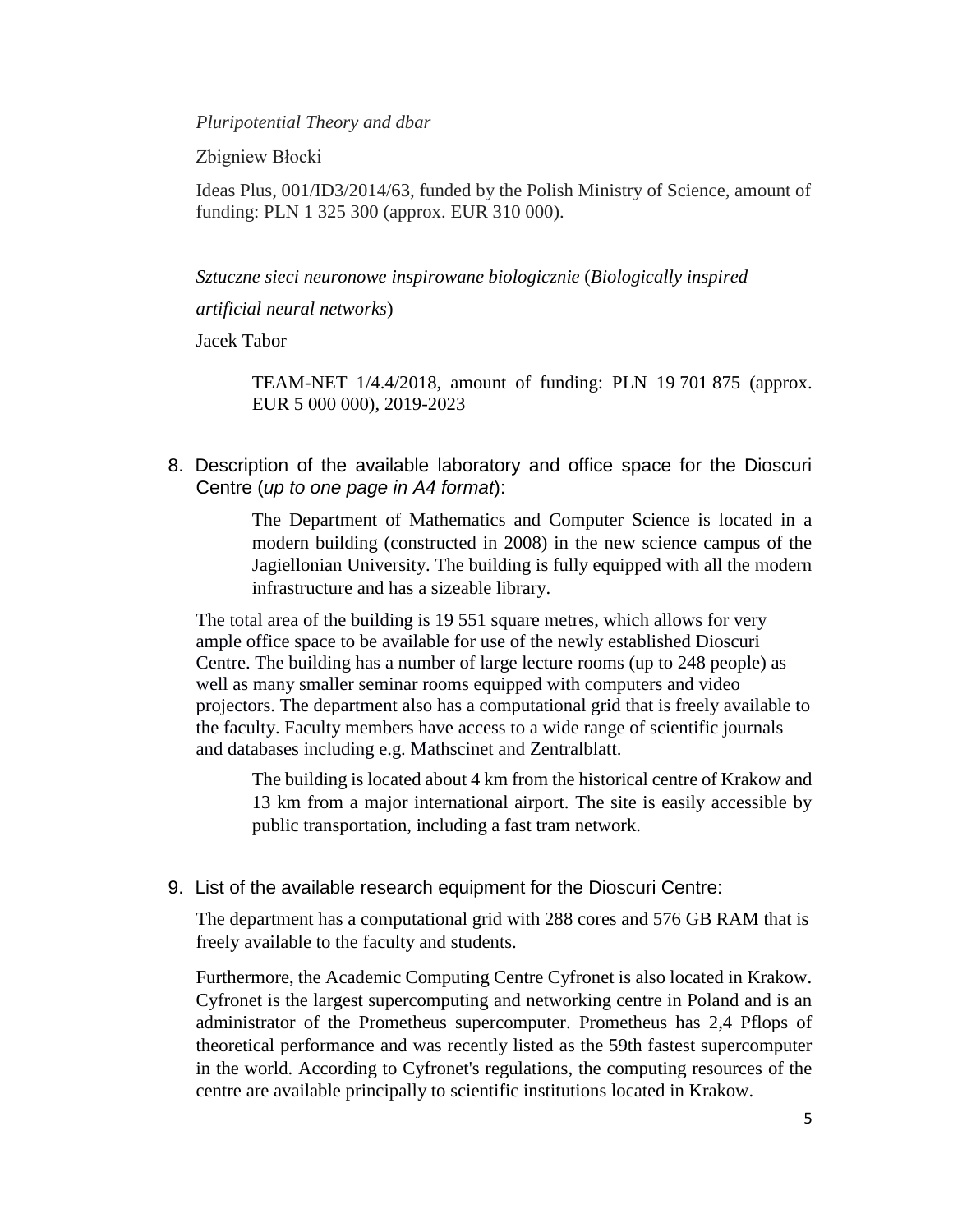*Pluripotential Theory and dbar*

Zbigniew Błocki

Ideas Plus, 001/ID3/2014/63, funded by the Polish Ministry of Science, amount of funding: PLN 1 325 300 (approx. EUR 310 000).

*Sztuczne sieci neuronowe inspirowane biologicznie* (*Biologically inspired artificial neural networks*)

Jacek Tabor

TEAM-NET 1/4.4/2018, amount of funding: PLN 19 701 875 (approx. EUR 5 000 000), 2019-2023

8. Description of the available laboratory and office space for the Dioscuri Centre (*up to one page in A4 format*):

The Department of Mathematics and Computer Science is located in a modern building (constructed in 2008) in the new science campus of the Jagiellonian University. The building is fully equipped with all the modern infrastructure and has a sizeable library.

The total area of the building is 19 551 square metres, which allows for very ample office space to be available for use of the newly established Dioscuri Centre. The building has a number of large lecture rooms (up to 248 people) as well as many smaller seminar rooms equipped with computers and video projectors. The department also has a computational grid that is freely available to the faculty. Faculty members have access to a wide range of scientific journals and databases including e.g. Mathscinet and Zentralblatt.

The building is located about 4 km from the historical centre of Krakow and 13 km from a major international airport. The site is easily accessible by public transportation, including a fast tram network.

9. List of the available research equipment for the Dioscuri Centre:

The department has a computational grid with 288 cores and 576 GB RAM that is freely available to the faculty and students.

Furthermore, the Academic Computing Centre Cyfronet is also located in Krakow. Cyfronet is the largest supercomputing and networking centre in Poland and is an administrator of the Prometheus supercomputer. Prometheus has 2,4 Pflops of theoretical performance and was recently listed as the 59th fastest supercomputer in the world. According to Cyfronet's regulations, the computing resources of the centre are available principally to scientific institutions located in Krakow.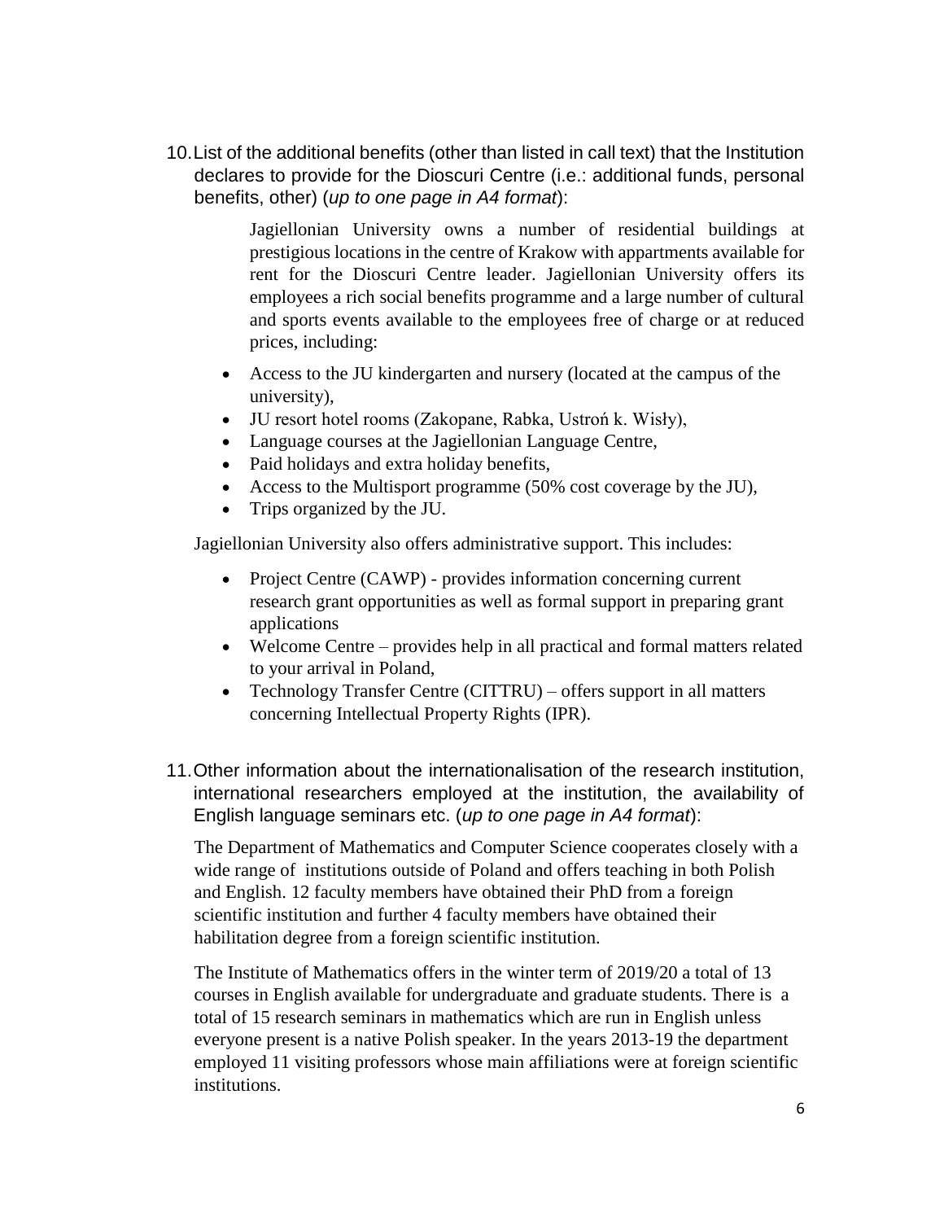10. List of the additional benefits (other than listed in call text) that the Institution declares to provide for the Dioscuri Centre (i.e.: additional funds, personal benefits, other) (*up to one page in A4 format*):

   Jagiellonian University owns a number of residential buildings at prestigious locations in the centre of Krakow with appartments available for rent for the Dioscuri Centre leader. Jagiellonian University offers its employees a rich social benefits programme and a large number of cultural and sports events available to the employees free of charge or at reduced prices, including:

   - Access to the JU kindergarten and nursery (located at the campus of the university),
   - JU resort hotel rooms (Zakopane, Rabka, Ustroń k. Wisły),
   - Language courses at the Jagiellonian Language Centre,
   - Paid holidays and extra holiday benefits,
   - Access to the Multisport programme (50% cost coverage by the JU),
   - Trips organized by the JU.

   Jagiellonian University also offers administrative support. This includes:

   - Project Centre (CAWP) - provides information concerning current research grant opportunities as well as formal support in preparing grant applications
   - Welcome Centre – provides help in all practical and formal matters related to your arrival in Poland,
   - Technology Transfer Centre (CITTRU) – offers support in all matters concerning Intellectual Property Rights (IPR).

11. Other information about the internationalisation of the research institution, international researchers employed at the institution, the availability of English language seminars etc. (*up to one page in A4 format*):

   The Department of Mathematics and Computer Science cooperates closely with a wide range of institutions outside of Poland and offers teaching in both Polish and English. 12 faculty members have obtained their PhD from a foreign scientific institution and further 4 faculty members have obtained their habilitation degree from a foreign scientific institution.

   The Institute of Mathematics offers in the winter term of 2019/20 a total of 13 courses in English available for undergraduate and graduate students. There is a total of 15 research seminars in mathematics which are run in English unless everyone present is a native Polish speaker. In the years 2013-19 the department employed 11 visiting professors whose main affiliations were at foreign scientific institutions.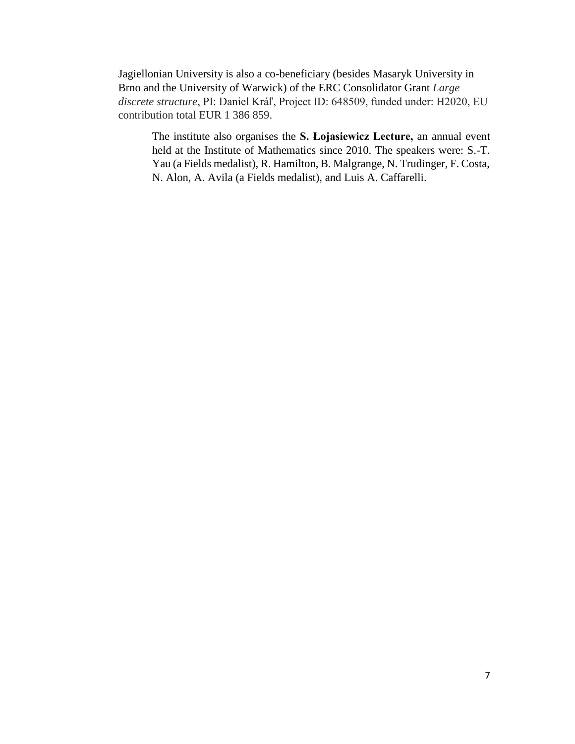Jagiellonian University is also a co-beneficiary (besides Masaryk University in Brno and the University of Warwick) of the ERC Consolidator Grant *Large discrete structure*, PI: Daniel Kráľ, Project ID: 648509, funded under: H2020, EU contribution total EUR 1 386 859.

The institute also organises the **S. Łojasiewicz Lecture,** an annual event held at the Institute of Mathematics since 2010. The speakers were: S.-T. Yau (a Fields medalist), R. Hamilton, B. Malgrange, N. Trudinger, F. Costa, N. Alon, A. Avila (a Fields medalist), and Luis A. Caffarelli.